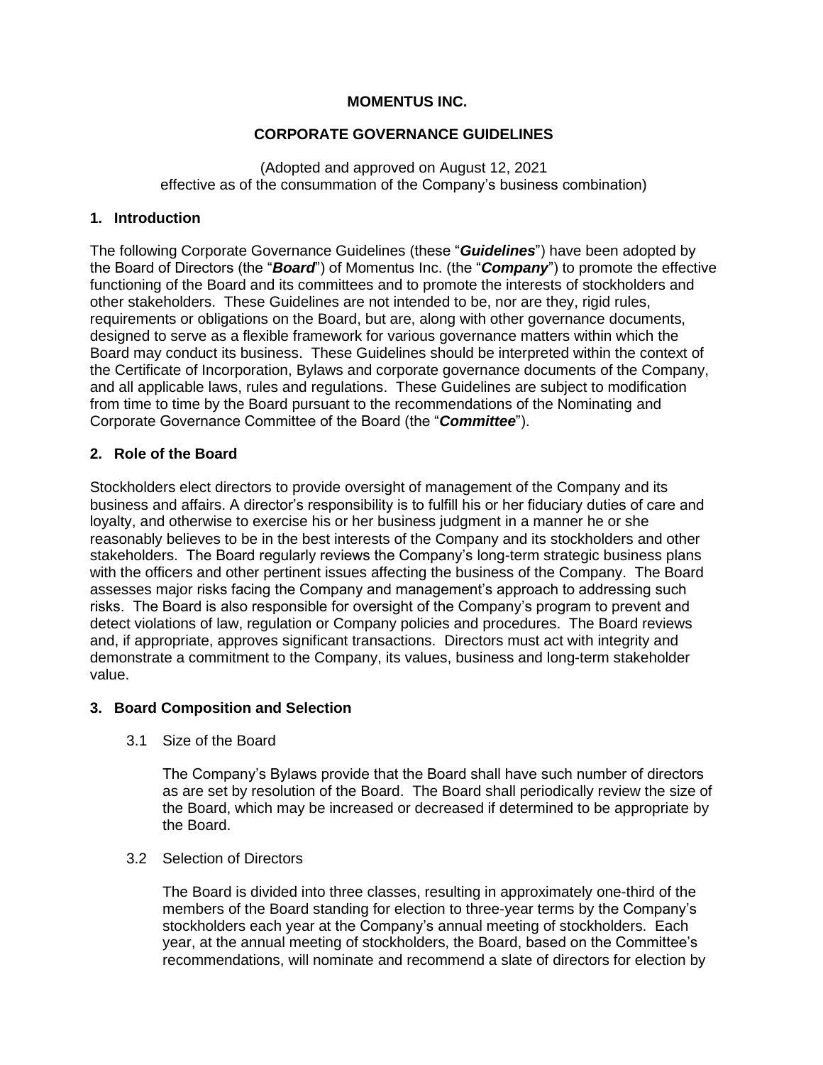# MOMENTUS INC.

# CORPORATE GOVERNANCE GUIDELINES

(Adopted and approved on August 12, 2021
effective as of the consummation of the Company's business combination)

## 1. Introduction

The following Corporate Governance Guidelines (these "***Guidelines***") have been adopted by the Board of Directors (the "***Board***") of Momentus Inc. (the "***Company***") to promote the effective functioning of the Board and its committees and to promote the interests of stockholders and other stakeholders. These Guidelines are not intended to be, nor are they, rigid rules, requirements or obligations on the Board, but are, along with other governance documents, designed to serve as a flexible framework for various governance matters within which the Board may conduct its business. These Guidelines should be interpreted within the context of the Certificate of Incorporation, Bylaws and corporate governance documents of the Company, and all applicable laws, rules and regulations. These Guidelines are subject to modification from time to time by the Board pursuant to the recommendations of the Nominating and Corporate Governance Committee of the Board (the "***Committee***").

## 2. Role of the Board

Stockholders elect directors to provide oversight of management of the Company and its business and affairs. A director's responsibility is to fulfill his or her fiduciary duties of care and loyalty, and otherwise to exercise his or her business judgment in a manner he or she reasonably believes to be in the best interests of the Company and its stockholders and other stakeholders. The Board regularly reviews the Company's long-term strategic business plans with the officers and other pertinent issues affecting the business of the Company. The Board assesses major risks facing the Company and management's approach to addressing such risks. The Board is also responsible for oversight of the Company's program to prevent and detect violations of law, regulation or Company policies and procedures. The Board reviews and, if appropriate, approves significant transactions. Directors must act with integrity and demonstrate a commitment to the Company, its values, business and long-term stakeholder value.

## 3. Board Composition and Selection

### 3.1 Size of the Board

The Company's Bylaws provide that the Board shall have such number of directors as are set by resolution of the Board. The Board shall periodically review the size of the Board, which may be increased or decreased if determined to be appropriate by the Board.

### 3.2 Selection of Directors

The Board is divided into three classes, resulting in approximately one-third of the members of the Board standing for election to three-year terms by the Company's stockholders each year at the Company's annual meeting of stockholders. Each year, at the annual meeting of stockholders, the Board, based on the Committee's recommendations, will nominate and recommend a slate of directors for election by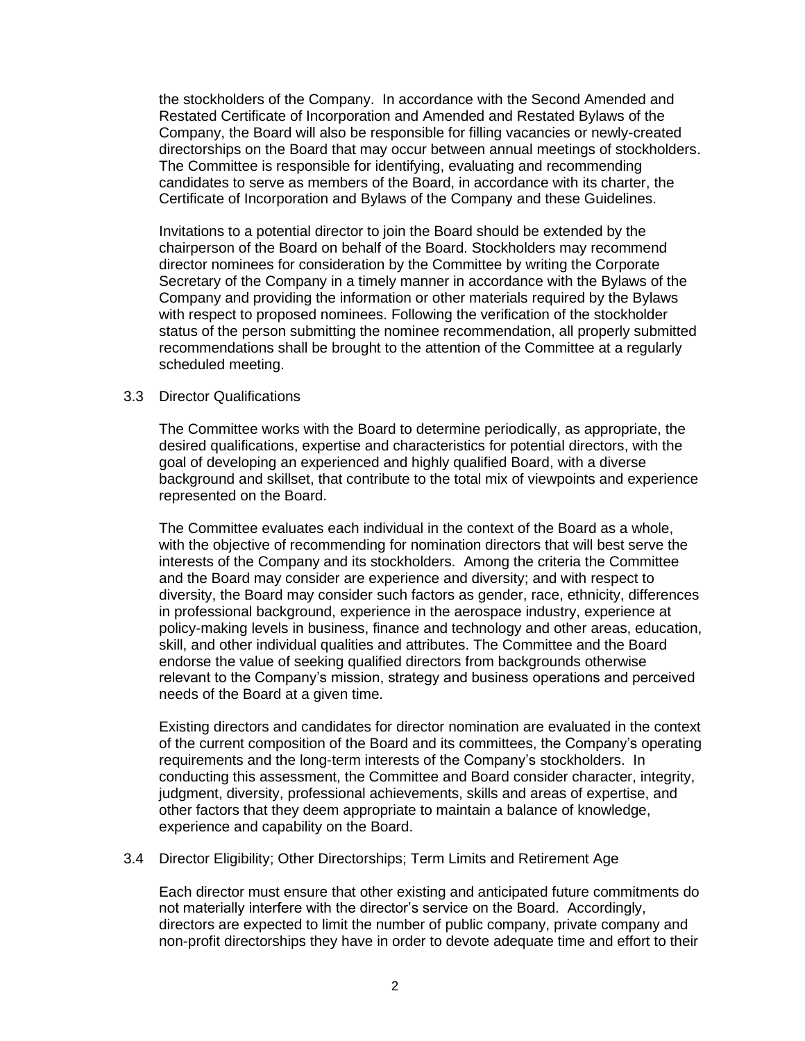the stockholders of the Company. In accordance with the Second Amended and Restated Certificate of Incorporation and Amended and Restated Bylaws of the Company, the Board will also be responsible for filling vacancies or newly-created directorships on the Board that may occur between annual meetings of stockholders. The Committee is responsible for identifying, evaluating and recommending candidates to serve as members of the Board, in accordance with its charter, the Certificate of Incorporation and Bylaws of the Company and these Guidelines.

Invitations to a potential director to join the Board should be extended by the chairperson of the Board on behalf of the Board. Stockholders may recommend director nominees for consideration by the Committee by writing the Corporate Secretary of the Company in a timely manner in accordance with the Bylaws of the Company and providing the information or other materials required by the Bylaws with respect to proposed nominees. Following the verification of the stockholder status of the person submitting the nominee recommendation, all properly submitted recommendations shall be brought to the attention of the Committee at a regularly scheduled meeting.

### 3.3 Director Qualifications

The Committee works with the Board to determine periodically, as appropriate, the desired qualifications, expertise and characteristics for potential directors, with the goal of developing an experienced and highly qualified Board, with a diverse background and skillset, that contribute to the total mix of viewpoints and experience represented on the Board.

The Committee evaluates each individual in the context of the Board as a whole, with the objective of recommending for nomination directors that will best serve the interests of the Company and its stockholders. Among the criteria the Committee and the Board may consider are experience and diversity; and with respect to diversity, the Board may consider such factors as gender, race, ethnicity, differences in professional background, experience in the aerospace industry, experience at policy-making levels in business, finance and technology and other areas, education, skill, and other individual qualities and attributes. The Committee and the Board endorse the value of seeking qualified directors from backgrounds otherwise relevant to the Company's mission, strategy and business operations and perceived needs of the Board at a given time.

Existing directors and candidates for director nomination are evaluated in the context of the current composition of the Board and its committees, the Company's operating requirements and the long-term interests of the Company's stockholders. In conducting this assessment, the Committee and Board consider character, integrity, judgment, diversity, professional achievements, skills and areas of expertise, and other factors that they deem appropriate to maintain a balance of knowledge, experience and capability on the Board.

### 3.4 Director Eligibility; Other Directorships; Term Limits and Retirement Age

Each director must ensure that other existing and anticipated future commitments do not materially interfere with the director's service on the Board. Accordingly, directors are expected to limit the number of public company, private company and non-profit directorships they have in order to devote adequate time and effort to their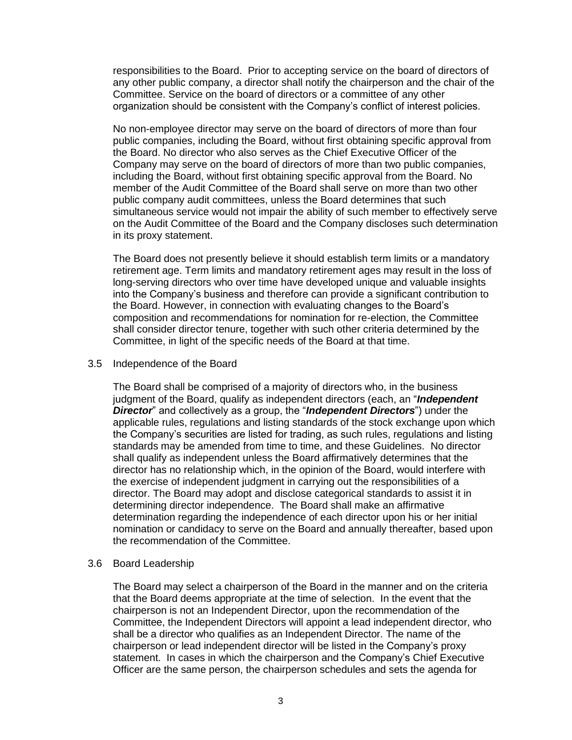responsibilities to the Board. Prior to accepting service on the board of directors of any other public company, a director shall notify the chairperson and the chair of the Committee. Service on the board of directors or a committee of any other organization should be consistent with the Company's conflict of interest policies.

No non-employee director may serve on the board of directors of more than four public companies, including the Board, without first obtaining specific approval from the Board. No director who also serves as the Chief Executive Officer of the Company may serve on the board of directors of more than two public companies, including the Board, without first obtaining specific approval from the Board. No member of the Audit Committee of the Board shall serve on more than two other public company audit committees, unless the Board determines that such simultaneous service would not impair the ability of such member to effectively serve on the Audit Committee of the Board and the Company discloses such determination in its proxy statement.

The Board does not presently believe it should establish term limits or a mandatory retirement age. Term limits and mandatory retirement ages may result in the loss of long-serving directors who over time have developed unique and valuable insights into the Company's business and therefore can provide a significant contribution to the Board. However, in connection with evaluating changes to the Board's composition and recommendations for nomination for re-election, the Committee shall consider director tenure, together with such other criteria determined by the Committee, in light of the specific needs of the Board at that time.

3.5 Independence of the Board

The Board shall be comprised of a majority of directors who, in the business judgment of the Board, qualify as independent directors (each, an "***Independent Director***" and collectively as a group, the "***Independent Directors***") under the applicable rules, regulations and listing standards of the stock exchange upon which the Company's securities are listed for trading, as such rules, regulations and listing standards may be amended from time to time, and these Guidelines. No director shall qualify as independent unless the Board affirmatively determines that the director has no relationship which, in the opinion of the Board, would interfere with the exercise of independent judgment in carrying out the responsibilities of a director. The Board may adopt and disclose categorical standards to assist it in determining director independence. The Board shall make an affirmative determination regarding the independence of each director upon his or her initial nomination or candidacy to serve on the Board and annually thereafter, based upon the recommendation of the Committee.

3.6 Board Leadership

The Board may select a chairperson of the Board in the manner and on the criteria that the Board deems appropriate at the time of selection. In the event that the chairperson is not an Independent Director, upon the recommendation of the Committee, the Independent Directors will appoint a lead independent director, who shall be a director who qualifies as an Independent Director. The name of the chairperson or lead independent director will be listed in the Company's proxy statement. In cases in which the chairperson and the Company's Chief Executive Officer are the same person, the chairperson schedules and sets the agenda for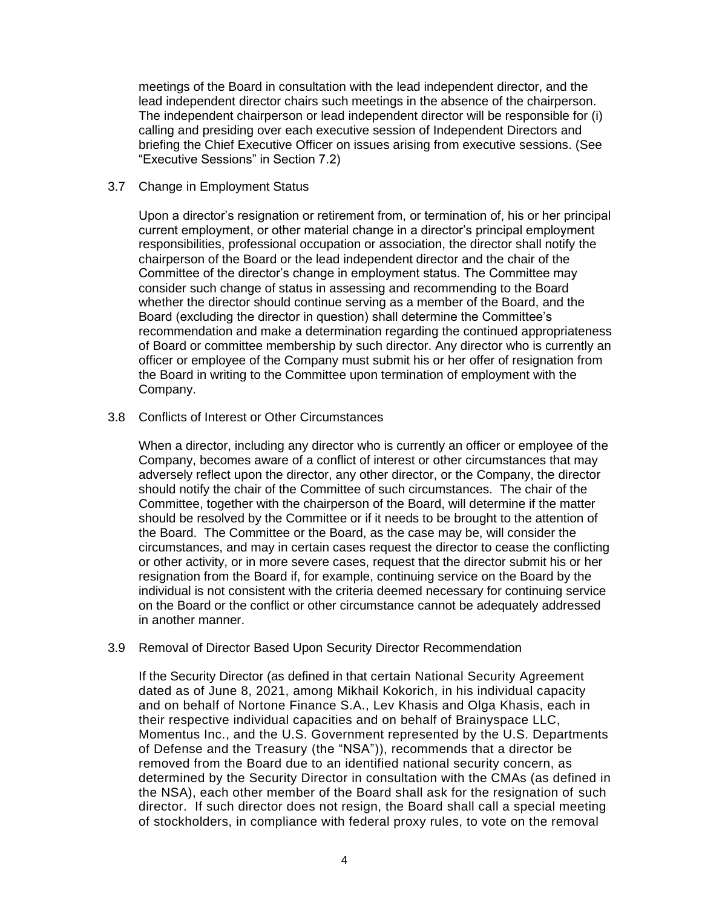meetings of the Board in consultation with the lead independent director, and the lead independent director chairs such meetings in the absence of the chairperson. The independent chairperson or lead independent director will be responsible for (i) calling and presiding over each executive session of Independent Directors and briefing the Chief Executive Officer on issues arising from executive sessions. (See "Executive Sessions" in Section 7.2)

### 3.7 Change in Employment Status

Upon a director's resignation or retirement from, or termination of, his or her principal current employment, or other material change in a director's principal employment responsibilities, professional occupation or association, the director shall notify the chairperson of the Board or the lead independent director and the chair of the Committee of the director's change in employment status. The Committee may consider such change of status in assessing and recommending to the Board whether the director should continue serving as a member of the Board, and the Board (excluding the director in question) shall determine the Committee's recommendation and make a determination regarding the continued appropriateness of Board or committee membership by such director. Any director who is currently an officer or employee of the Company must submit his or her offer of resignation from the Board in writing to the Committee upon termination of employment with the Company.

### 3.8 Conflicts of Interest or Other Circumstances

When a director, including any director who is currently an officer or employee of the Company, becomes aware of a conflict of interest or other circumstances that may adversely reflect upon the director, any other director, or the Company, the director should notify the chair of the Committee of such circumstances. The chair of the Committee, together with the chairperson of the Board, will determine if the matter should be resolved by the Committee or if it needs to be brought to the attention of the Board. The Committee or the Board, as the case may be, will consider the circumstances, and may in certain cases request the director to cease the conflicting or other activity, or in more severe cases, request that the director submit his or her resignation from the Board if, for example, continuing service on the Board by the individual is not consistent with the criteria deemed necessary for continuing service on the Board or the conflict or other circumstance cannot be adequately addressed in another manner.

### 3.9 Removal of Director Based Upon Security Director Recommendation

If the Security Director (as defined in that certain National Security Agreement dated as of June 8, 2021, among Mikhail Kokorich, in his individual capacity and on behalf of Nortone Finance S.A., Lev Khasis and Olga Khasis, each in their respective individual capacities and on behalf of Brainyspace LLC, Momentus Inc., and the U.S. Government represented by the U.S. Departments of Defense and the Treasury (the "NSA")), recommends that a director be removed from the Board due to an identified national security concern, as determined by the Security Director in consultation with the CMAs (as defined in the NSA), each other member of the Board shall ask for the resignation of such director. If such director does not resign, the Board shall call a special meeting of stockholders, in compliance with federal proxy rules, to vote on the removal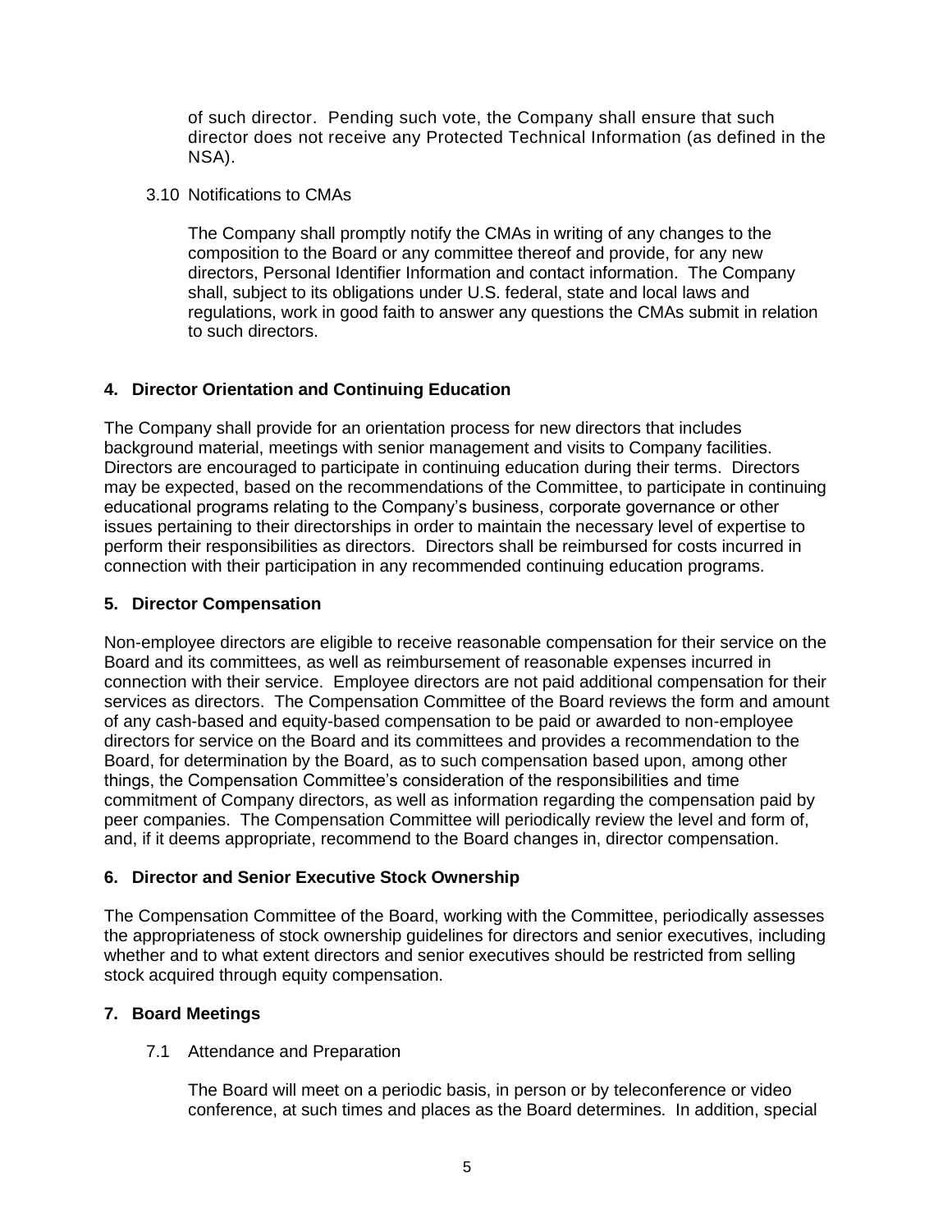of such director. Pending such vote, the Company shall ensure that such director does not receive any Protected Technical Information (as defined in the NSA).

### 3.10 Notifications to CMAs

The Company shall promptly notify the CMAs in writing of any changes to the composition to the Board or any committee thereof and provide, for any new directors, Personal Identifier Information and contact information. The Company shall, subject to its obligations under U.S. federal, state and local laws and regulations, work in good faith to answer any questions the CMAs submit in relation to such directors.

## 4. Director Orientation and Continuing Education

The Company shall provide for an orientation process for new directors that includes background material, meetings with senior management and visits to Company facilities. Directors are encouraged to participate in continuing education during their terms. Directors may be expected, based on the recommendations of the Committee, to participate in continuing educational programs relating to the Company's business, corporate governance or other issues pertaining to their directorships in order to maintain the necessary level of expertise to perform their responsibilities as directors. Directors shall be reimbursed for costs incurred in connection with their participation in any recommended continuing education programs.

## 5. Director Compensation

Non-employee directors are eligible to receive reasonable compensation for their service on the Board and its committees, as well as reimbursement of reasonable expenses incurred in connection with their service. Employee directors are not paid additional compensation for their services as directors. The Compensation Committee of the Board reviews the form and amount of any cash-based and equity-based compensation to be paid or awarded to non-employee directors for service on the Board and its committees and provides a recommendation to the Board, for determination by the Board, as to such compensation based upon, among other things, the Compensation Committee's consideration of the responsibilities and time commitment of Company directors, as well as information regarding the compensation paid by peer companies. The Compensation Committee will periodically review the level and form of, and, if it deems appropriate, recommend to the Board changes in, director compensation.

## 6. Director and Senior Executive Stock Ownership

The Compensation Committee of the Board, working with the Committee, periodically assesses the appropriateness of stock ownership guidelines for directors and senior executives, including whether and to what extent directors and senior executives should be restricted from selling stock acquired through equity compensation.

## 7. Board Meetings

### 7.1 Attendance and Preparation

The Board will meet on a periodic basis, in person or by teleconference or video conference, at such times and places as the Board determines. In addition, special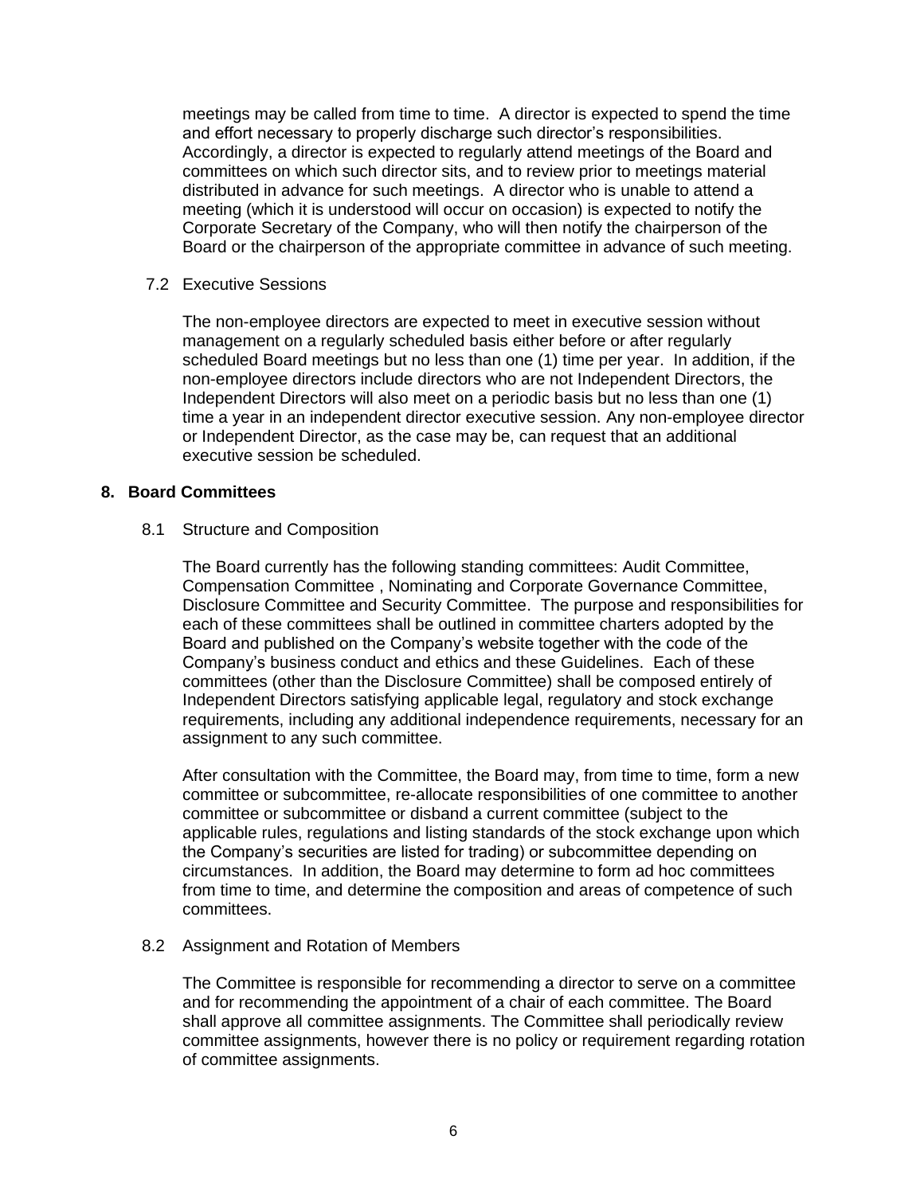meetings may be called from time to time. A director is expected to spend the time and effort necessary to properly discharge such director's responsibilities. Accordingly, a director is expected to regularly attend meetings of the Board and committees on which such director sits, and to review prior to meetings material distributed in advance for such meetings. A director who is unable to attend a meeting (which it is understood will occur on occasion) is expected to notify the Corporate Secretary of the Company, who will then notify the chairperson of the Board or the chairperson of the appropriate committee in advance of such meeting.

7.2 Executive Sessions

The non-employee directors are expected to meet in executive session without management on a regularly scheduled basis either before or after regularly scheduled Board meetings but no less than one (1) time per year. In addition, if the non-employee directors include directors who are not Independent Directors, the Independent Directors will also meet on a periodic basis but no less than one (1) time a year in an independent director executive session. Any non-employee director or Independent Director, as the case may be, can request that an additional executive session be scheduled.

## 8. Board Committees

8.1 Structure and Composition

The Board currently has the following standing committees: Audit Committee, Compensation Committee , Nominating and Corporate Governance Committee, Disclosure Committee and Security Committee. The purpose and responsibilities for each of these committees shall be outlined in committee charters adopted by the Board and published on the Company's website together with the code of the Company's business conduct and ethics and these Guidelines. Each of these committees (other than the Disclosure Committee) shall be composed entirely of Independent Directors satisfying applicable legal, regulatory and stock exchange requirements, including any additional independence requirements, necessary for an assignment to any such committee.

After consultation with the Committee, the Board may, from time to time, form a new committee or subcommittee, re-allocate responsibilities of one committee to another committee or subcommittee or disband a current committee (subject to the applicable rules, regulations and listing standards of the stock exchange upon which the Company's securities are listed for trading) or subcommittee depending on circumstances. In addition, the Board may determine to form ad hoc committees from time to time, and determine the composition and areas of competence of such committees.

8.2 Assignment and Rotation of Members

The Committee is responsible for recommending a director to serve on a committee and for recommending the appointment of a chair of each committee. The Board shall approve all committee assignments. The Committee shall periodically review committee assignments, however there is no policy or requirement regarding rotation of committee assignments.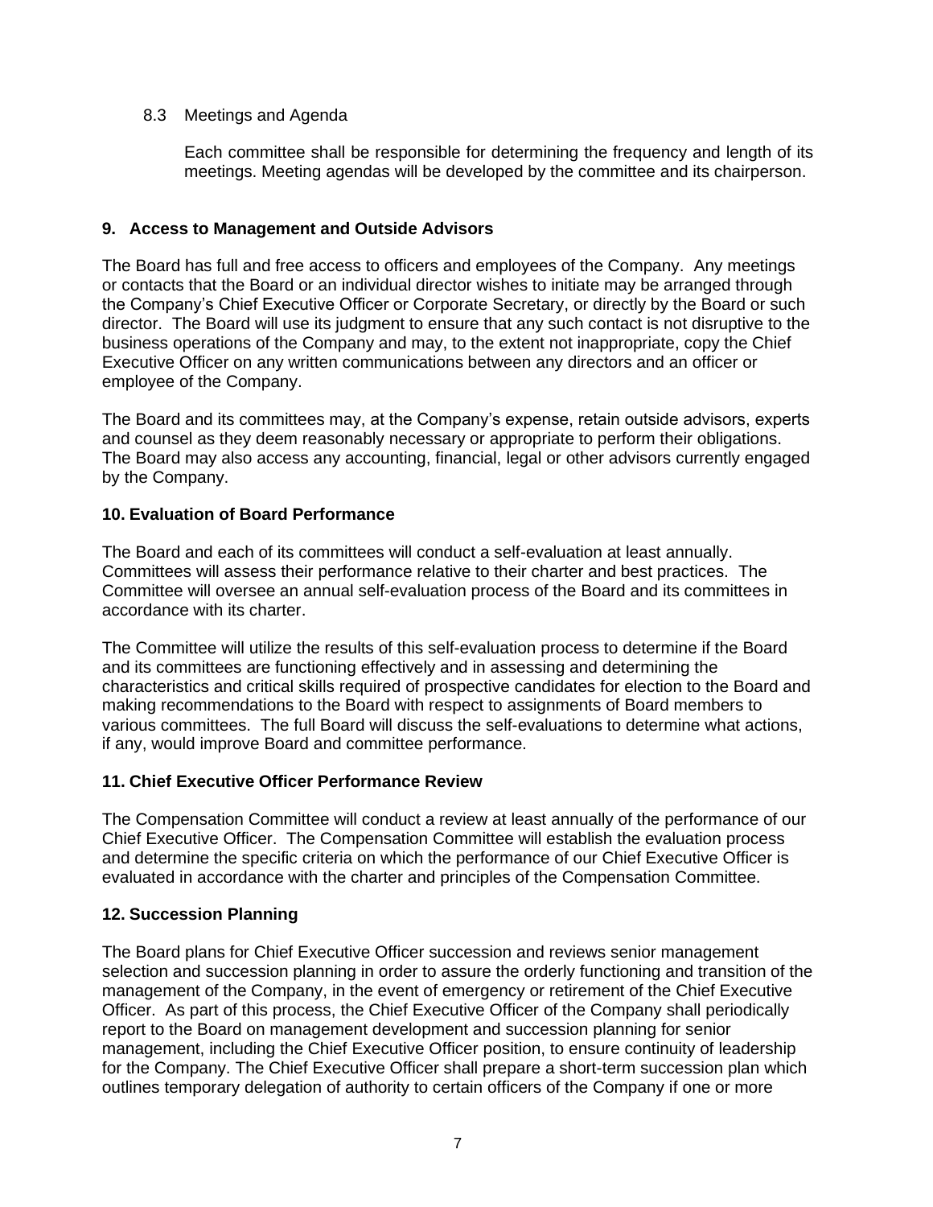### 8.3 Meetings and Agenda

Each committee shall be responsible for determining the frequency and length of its meetings. Meeting agendas will be developed by the committee and its chairperson.

## 9. Access to Management and Outside Advisors

The Board has full and free access to officers and employees of the Company. Any meetings or contacts that the Board or an individual director wishes to initiate may be arranged through the Company's Chief Executive Officer or Corporate Secretary, or directly by the Board or such director. The Board will use its judgment to ensure that any such contact is not disruptive to the business operations of the Company and may, to the extent not inappropriate, copy the Chief Executive Officer on any written communications between any directors and an officer or employee of the Company.

The Board and its committees may, at the Company's expense, retain outside advisors, experts and counsel as they deem reasonably necessary or appropriate to perform their obligations. The Board may also access any accounting, financial, legal or other advisors currently engaged by the Company.

## 10. Evaluation of Board Performance

The Board and each of its committees will conduct a self-evaluation at least annually. Committees will assess their performance relative to their charter and best practices. The Committee will oversee an annual self-evaluation process of the Board and its committees in accordance with its charter.

The Committee will utilize the results of this self-evaluation process to determine if the Board and its committees are functioning effectively and in assessing and determining the characteristics and critical skills required of prospective candidates for election to the Board and making recommendations to the Board with respect to assignments of Board members to various committees. The full Board will discuss the self-evaluations to determine what actions, if any, would improve Board and committee performance.

## 11. Chief Executive Officer Performance Review

The Compensation Committee will conduct a review at least annually of the performance of our Chief Executive Officer. The Compensation Committee will establish the evaluation process and determine the specific criteria on which the performance of our Chief Executive Officer is evaluated in accordance with the charter and principles of the Compensation Committee.

## 12. Succession Planning

The Board plans for Chief Executive Officer succession and reviews senior management selection and succession planning in order to assure the orderly functioning and transition of the management of the Company, in the event of emergency or retirement of the Chief Executive Officer. As part of this process, the Chief Executive Officer of the Company shall periodically report to the Board on management development and succession planning for senior management, including the Chief Executive Officer position, to ensure continuity of leadership for the Company. The Chief Executive Officer shall prepare a short-term succession plan which outlines temporary delegation of authority to certain officers of the Company if one or more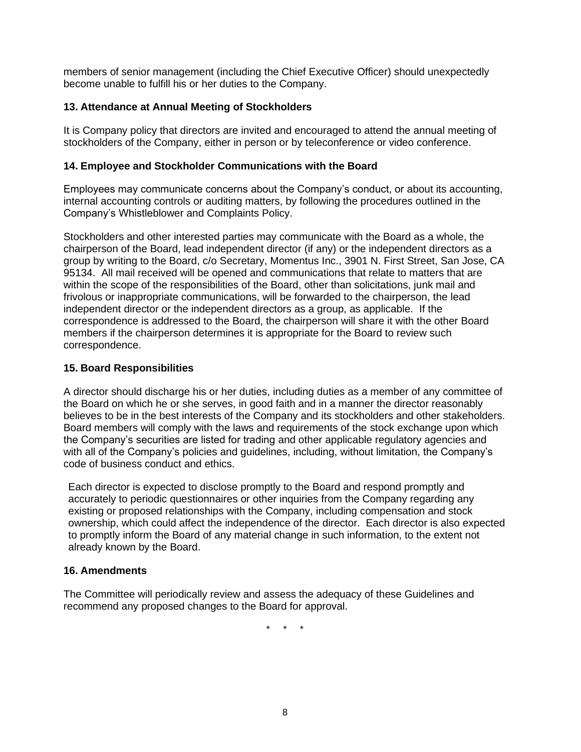members of senior management (including the Chief Executive Officer) should unexpectedly become unable to fulfill his or her duties to the Company.

**13. Attendance at Annual Meeting of Stockholders**

It is Company policy that directors are invited and encouraged to attend the annual meeting of stockholders of the Company, either in person or by teleconference or video conference.

**14. Employee and Stockholder Communications with the Board**

Employees may communicate concerns about the Company's conduct, or about its accounting, internal accounting controls or auditing matters, by following the procedures outlined in the Company's Whistleblower and Complaints Policy.

Stockholders and other interested parties may communicate with the Board as a whole, the chairperson of the Board, lead independent director (if any) or the independent directors as a group by writing to the Board, c/o Secretary, Momentus Inc., 3901 N. First Street, San Jose, CA 95134. All mail received will be opened and communications that relate to matters that are within the scope of the responsibilities of the Board, other than solicitations, junk mail and frivolous or inappropriate communications, will be forwarded to the chairperson, the lead independent director or the independent directors as a group, as applicable. If the correspondence is addressed to the Board, the chairperson will share it with the other Board members if the chairperson determines it is appropriate for the Board to review such correspondence.

**15. Board Responsibilities**

A director should discharge his or her duties, including duties as a member of any committee of the Board on which he or she serves, in good faith and in a manner the director reasonably believes to be in the best interests of the Company and its stockholders and other stakeholders. Board members will comply with the laws and requirements of the stock exchange upon which the Company's securities are listed for trading and other applicable regulatory agencies and with all of the Company's policies and guidelines, including, without limitation, the Company's code of business conduct and ethics.

Each director is expected to disclose promptly to the Board and respond promptly and accurately to periodic questionnaires or other inquiries from the Company regarding any existing or proposed relationships with the Company, including compensation and stock ownership, which could affect the independence of the director. Each director is also expected to promptly inform the Board of any material change in such information, to the extent not already known by the Board.

**16. Amendments**

The Committee will periodically review and assess the adequacy of these Guidelines and recommend any proposed changes to the Board for approval.

\* \* \*